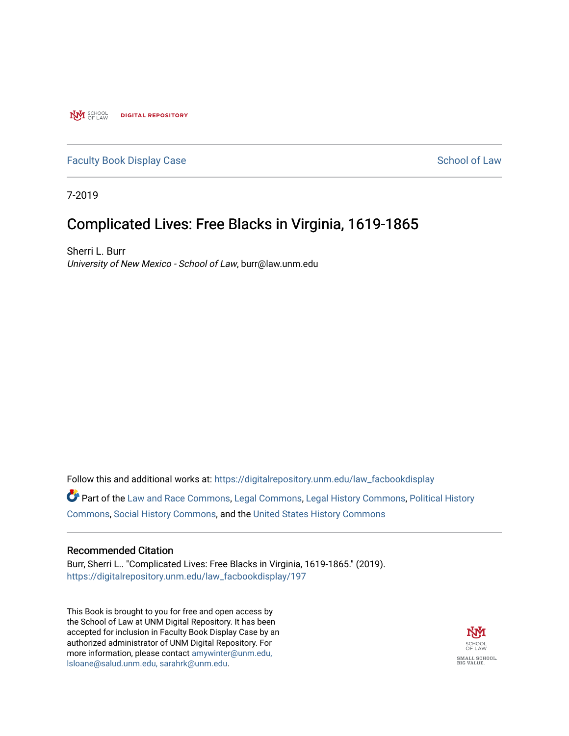SCHOOL OF LAW **DIGITAL REPOSITORY**

Faculty Book Display Case | School of Law

7-2019

# Complicated Lives: Free Blacks in Virginia, 1619-1865

Sherri L. Burr
*University of New Mexico - School of Law*, burr@law.unm.edu

Follow this and additional works at: https://digitalrepository.unm.edu/law_facbookdisplay

Part of the Law and Race Commons, Legal Commons, Legal History Commons, Political History Commons, Social History Commons, and the United States History Commons

## Recommended Citation

Burr, Sherri L.. "Complicated Lives: Free Blacks in Virginia, 1619-1865." (2019). https://digitalrepository.unm.edu/law_facbookdisplay/197

This Book is brought to you for free and open access by the School of Law at UNM Digital Repository. It has been accepted for inclusion in Faculty Book Display Case by an authorized administrator of UNM Digital Repository. For more information, please contact amywinter@unm.edu, lsloane@salud.unm.edu, sarahrk@unm.edu.

SCHOOL OF LAW
SMALL SCHOOL. BIG VALUE.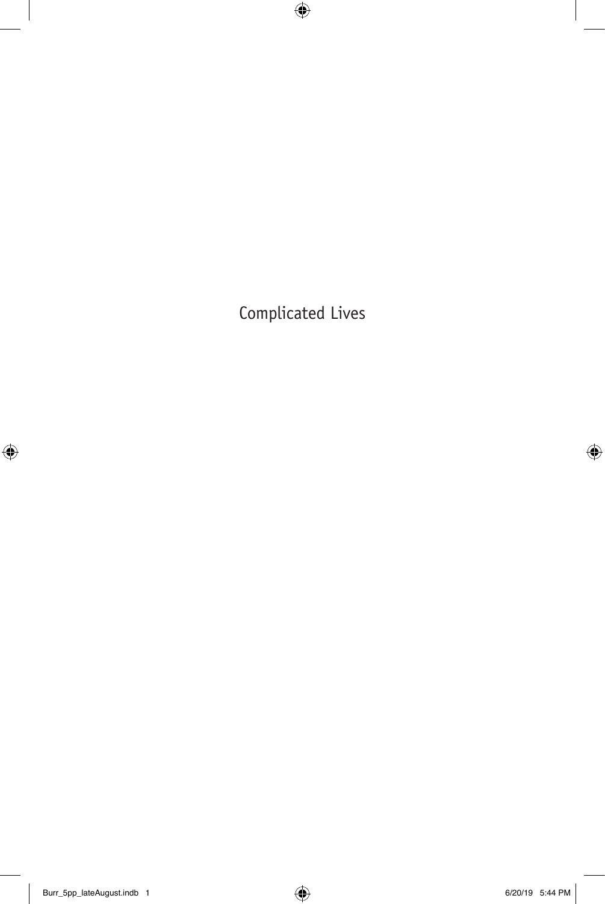Complicated Lives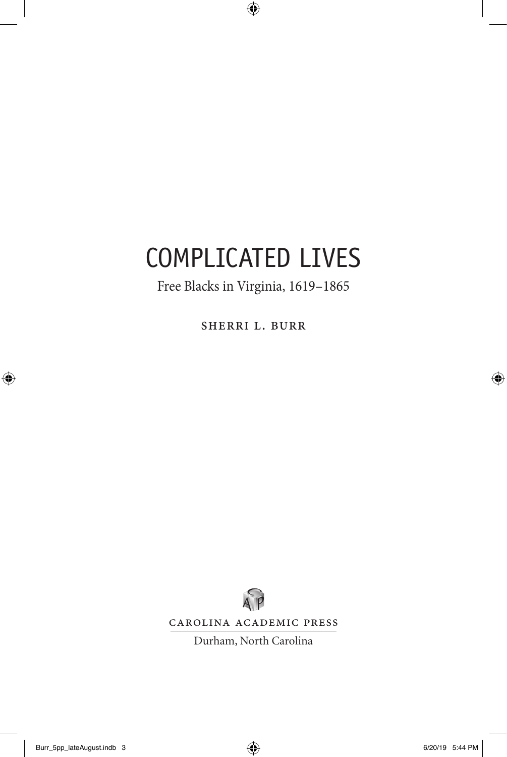# COMPLICATED LIVES

Free Blacks in Virginia, 1619–1865

SHERRI L. BURR

CAROLINA ACADEMIC PRESS

Durham, North Carolina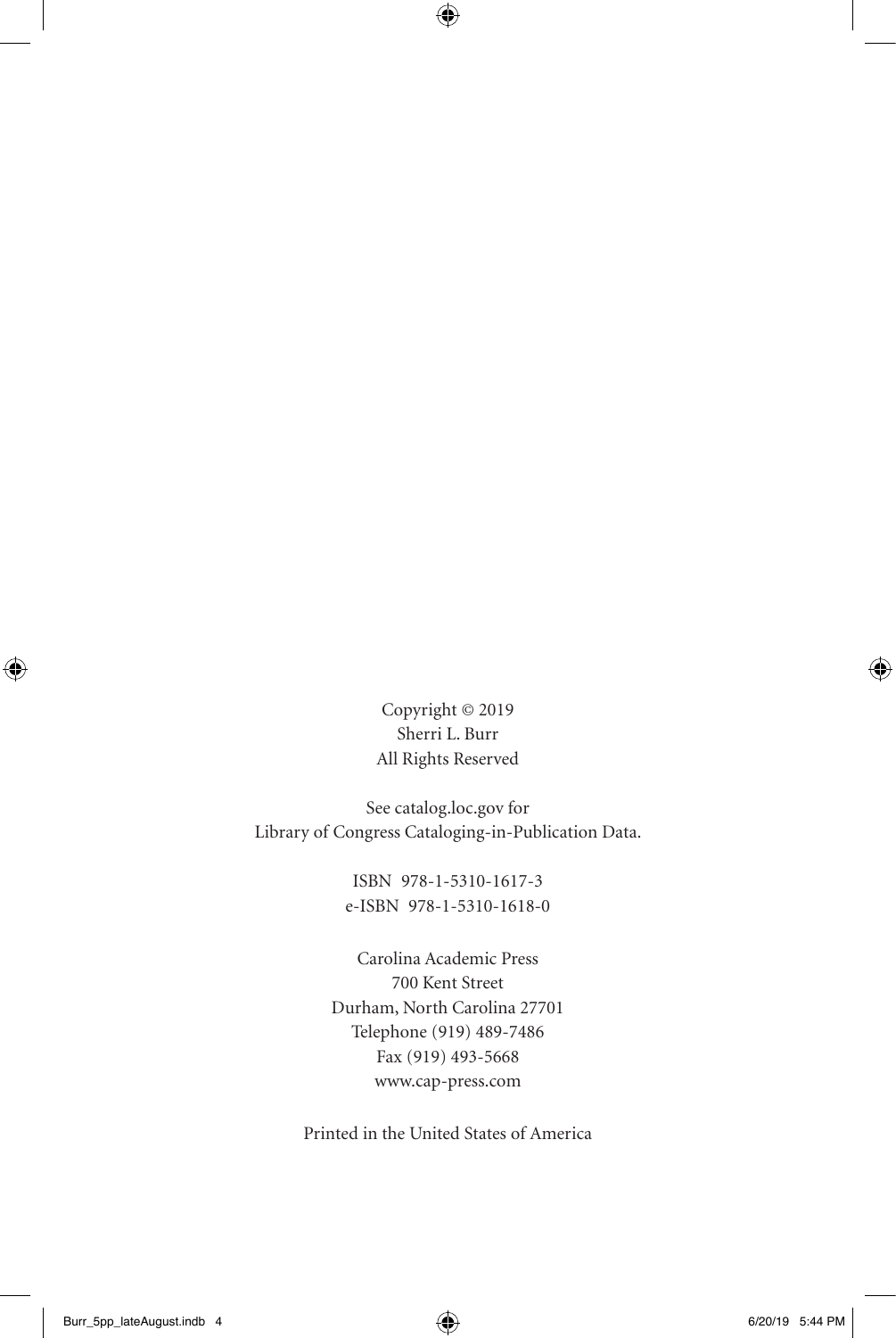Copyright © 2019
Sherri L. Burr
All Rights Reserved

See catalog.loc.gov for
Library of Congress Cataloging-in-Publication Data.

ISBN 978-1-5310-1617-3
e-ISBN 978-1-5310-1618-0

Carolina Academic Press
700 Kent Street
Durham, North Carolina 27701
Telephone (919) 489-7486
Fax (919) 493-5668
www.cap-press.com

Printed in the United States of America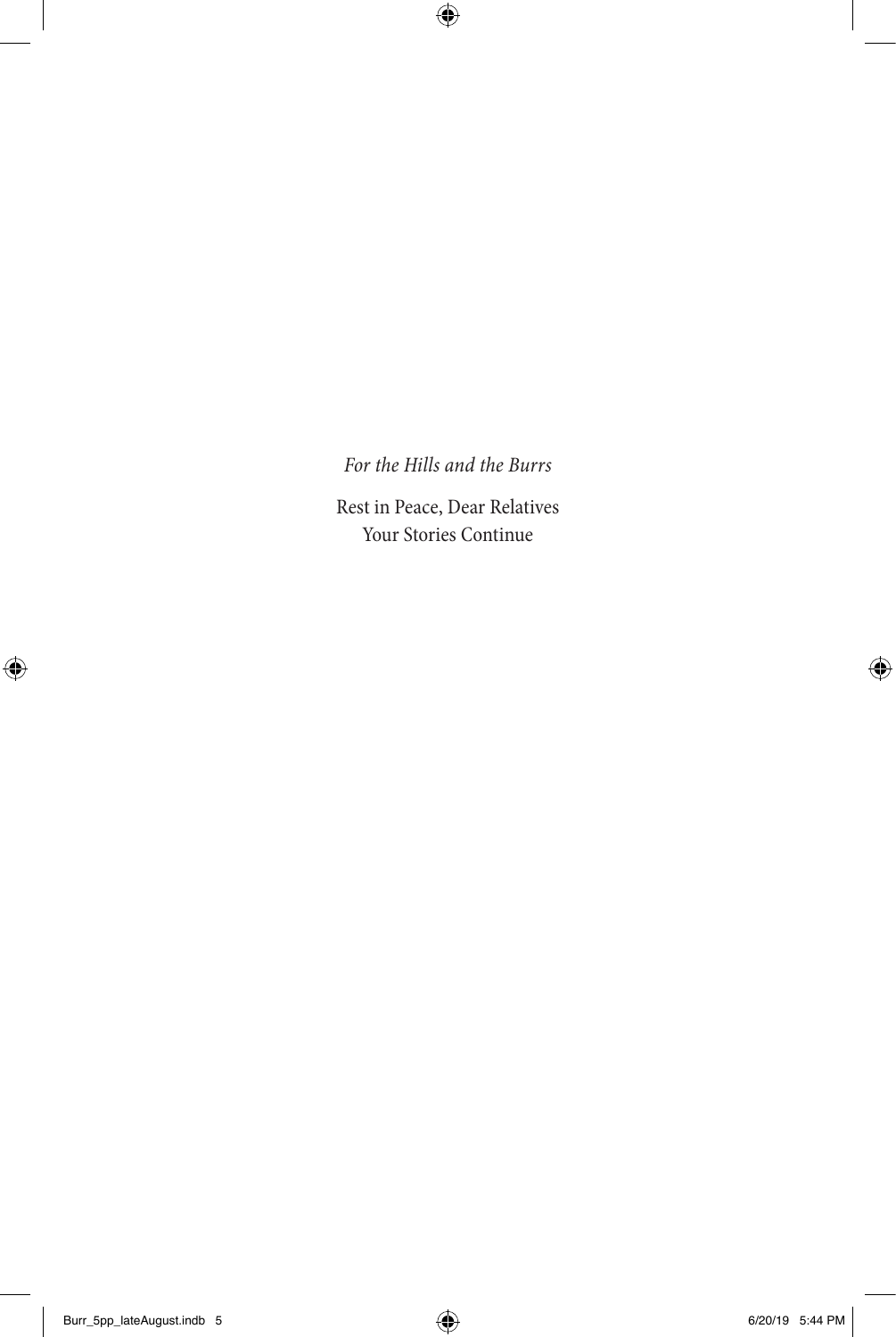*For the Hills and the Burrs*

Rest in Peace, Dear Relatives
Your Stories Continue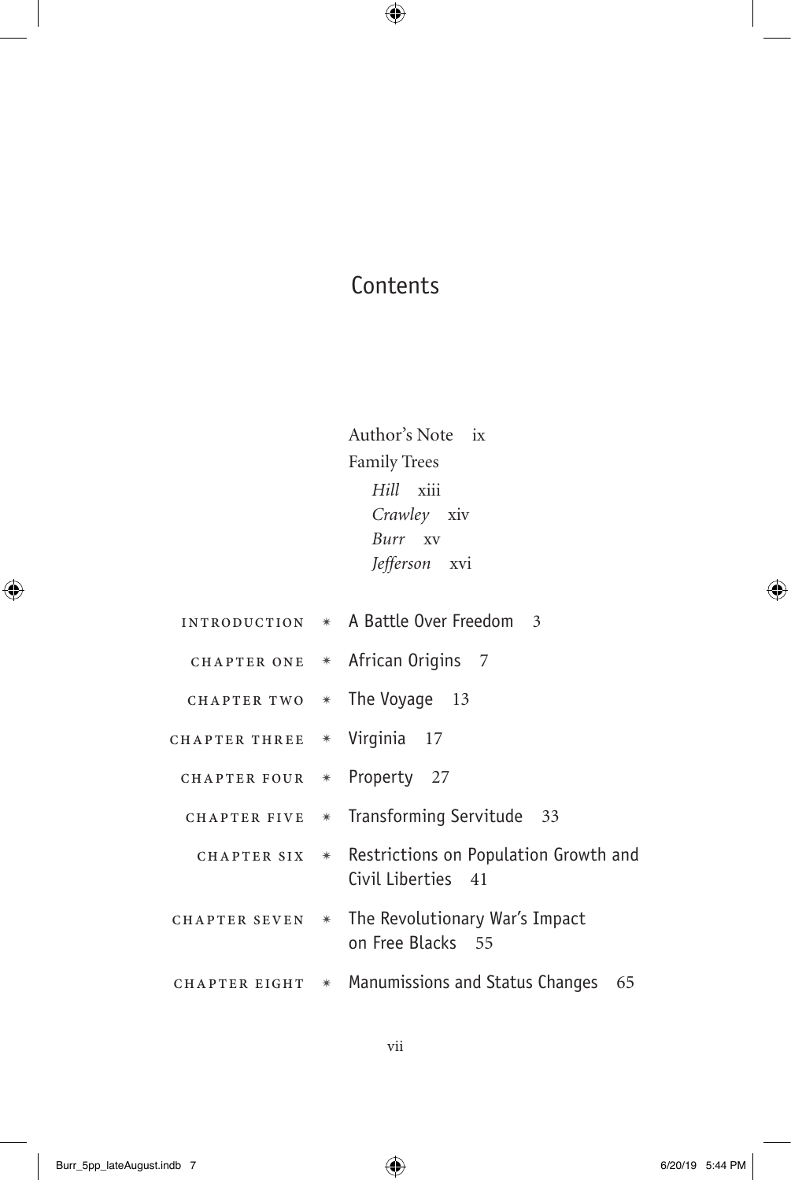# Contents

Author's Note ix

Family Trees

*Hill* xiii

*Crawley* xiv

*Burr* xv

*Jefferson* xvi

INTRODUCTION * A Battle Over Freedom 3

CHAPTER ONE * African Origins 7

CHAPTER TWO * The Voyage 13

CHAPTER THREE * Virginia 17

CHAPTER FOUR * Property 27

CHAPTER FIVE * Transforming Servitude 33

CHAPTER SIX * Restrictions on Population Growth and Civil Liberties 41

CHAPTER SEVEN * The Revolutionary War's Impact on Free Blacks 55

CHAPTER EIGHT * Manumissions and Status Changes 65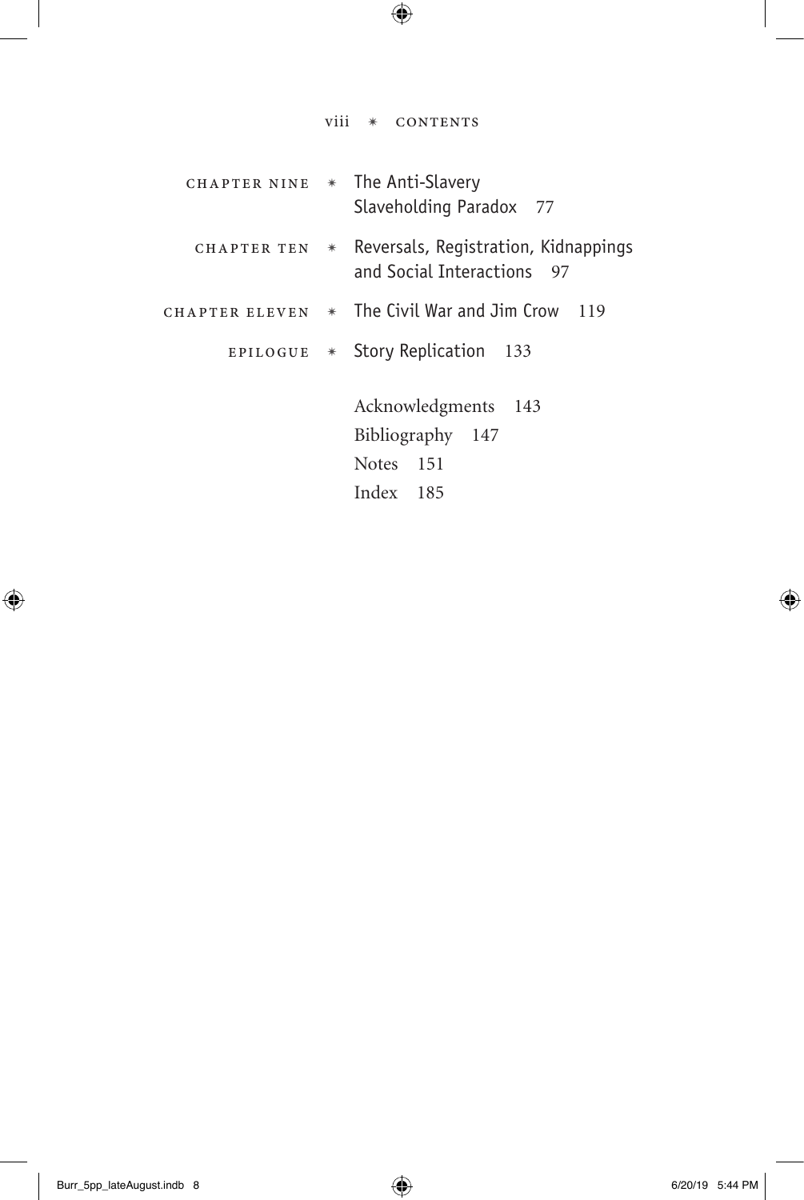CHAPTER NINE * The Anti-Slavery Slaveholding Paradox 77

CHAPTER TEN * Reversals, Registration, Kidnappings and Social Interactions 97

CHAPTER ELEVEN * The Civil War and Jim Crow 119

EPILOGUE * Story Replication 133

Acknowledgments 143

Bibliography 147

Notes 151

Index 185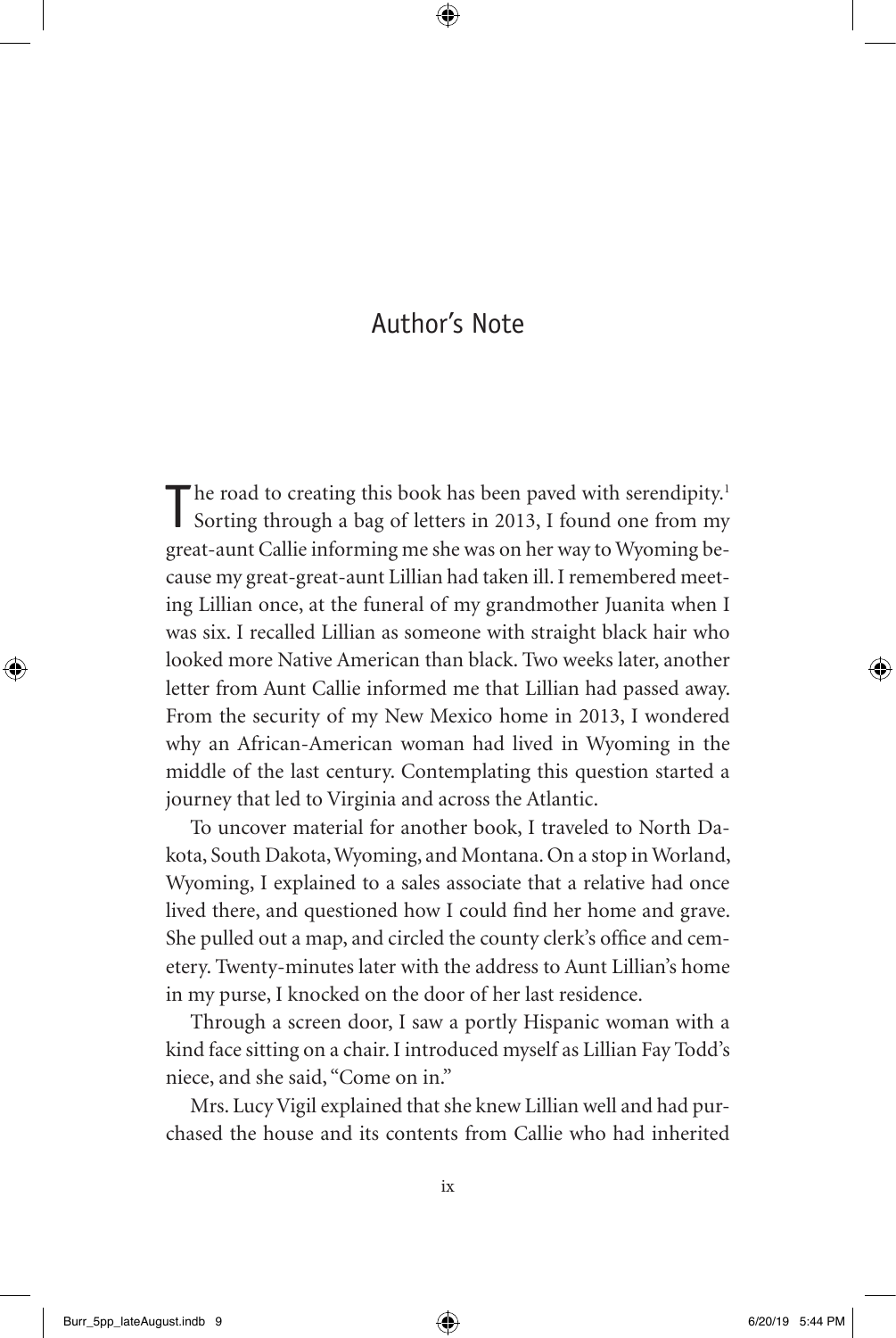## Author's Note

The road to creating this book has been paved with serendipity.[1] Sorting through a bag of letters in 2013, I found one from my great-aunt Callie informing me she was on her way to Wyoming because my great-great-aunt Lillian had taken ill. I remembered meeting Lillian once, at the funeral of my grandmother Juanita when I was six. I recalled Lillian as someone with straight black hair who looked more Native American than black. Two weeks later, another letter from Aunt Callie informed me that Lillian had passed away. From the security of my New Mexico home in 2013, I wondered why an African-American woman had lived in Wyoming in the middle of the last century. Contemplating this question started a journey that led to Virginia and across the Atlantic.

To uncover material for another book, I traveled to North Dakota, South Dakota, Wyoming, and Montana. On a stop in Worland, Wyoming, I explained to a sales associate that a relative had once lived there, and questioned how I could find her home and grave. She pulled out a map, and circled the county clerk's office and cemetery. Twenty-minutes later with the address to Aunt Lillian's home in my purse, I knocked on the door of her last residence.

Through a screen door, I saw a portly Hispanic woman with a kind face sitting on a chair. I introduced myself as Lillian Fay Todd's niece, and she said, "Come on in."

Mrs. Lucy Vigil explained that she knew Lillian well and had purchased the house and its contents from Callie who had inherited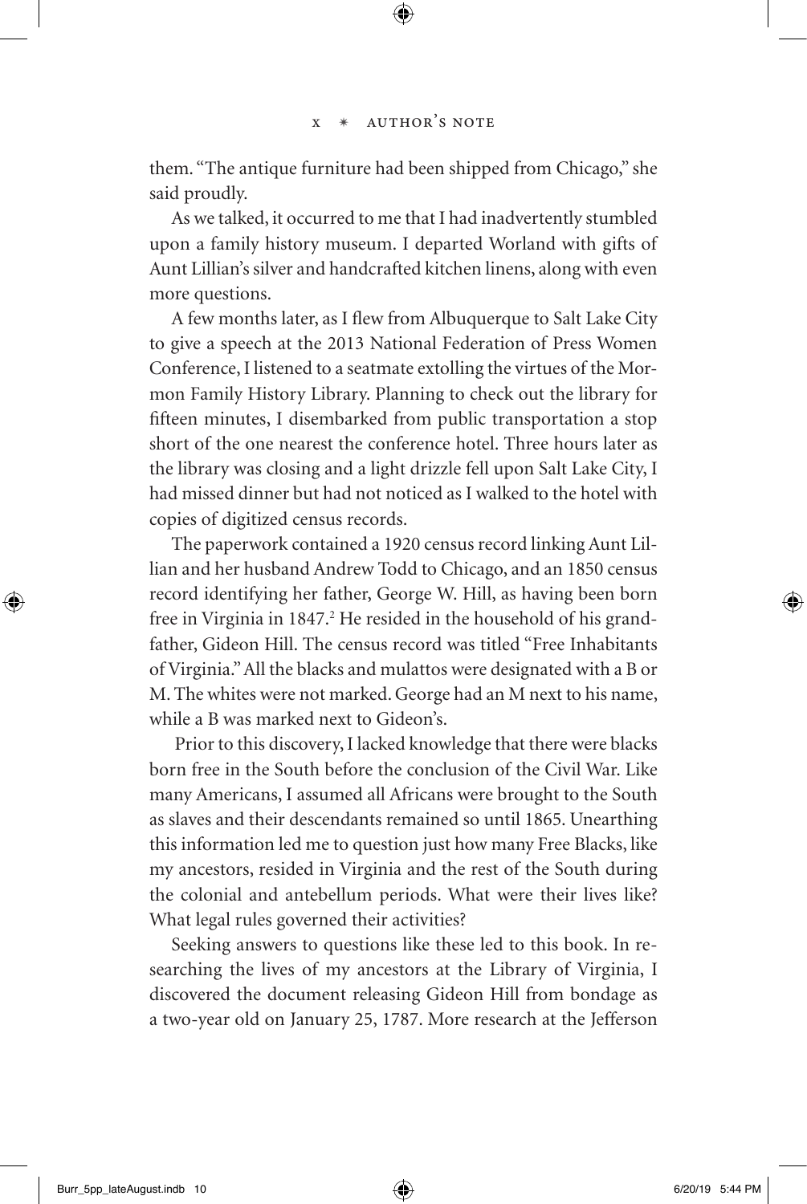them. "The antique furniture had been shipped from Chicago," she said proudly.

As we talked, it occurred to me that I had inadvertently stumbled upon a family history museum. I departed Worland with gifts of Aunt Lillian's silver and handcrafted kitchen linens, along with even more questions.

A few months later, as I flew from Albuquerque to Salt Lake City to give a speech at the 2013 National Federation of Press Women Conference, I listened to a seatmate extolling the virtues of the Mormon Family History Library. Planning to check out the library for fifteen minutes, I disembarked from public transportation a stop short of the one nearest the conference hotel. Three hours later as the library was closing and a light drizzle fell upon Salt Lake City, I had missed dinner but had not noticed as I walked to the hotel with copies of digitized census records.

The paperwork contained a 1920 census record linking Aunt Lillian and her husband Andrew Todd to Chicago, and an 1850 census record identifying her father, George W. Hill, as having been born free in Virginia in 1847.[2] He resided in the household of his grandfather, Gideon Hill. The census record was titled "Free Inhabitants of Virginia." All the blacks and mulattos were designated with a B or M. The whites were not marked. George had an M next to his name, while a B was marked next to Gideon's.

Prior to this discovery, I lacked knowledge that there were blacks born free in the South before the conclusion of the Civil War. Like many Americans, I assumed all Africans were brought to the South as slaves and their descendants remained so until 1865. Unearthing this information led me to question just how many Free Blacks, like my ancestors, resided in Virginia and the rest of the South during the colonial and antebellum periods. What were their lives like? What legal rules governed their activities?

Seeking answers to questions like these led to this book. In researching the lives of my ancestors at the Library of Virginia, I discovered the document releasing Gideon Hill from bondage as a two-year old on January 25, 1787. More research at the Jefferson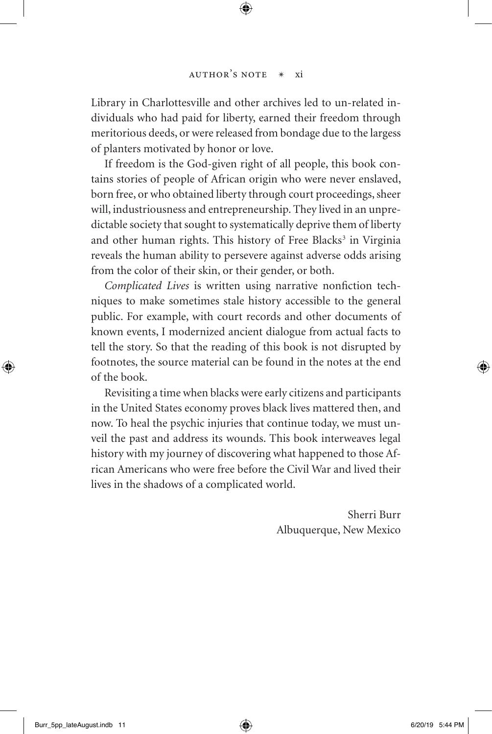Library in Charlottesville and other archives led to un-related individuals who had paid for liberty, earned their freedom through meritorious deeds, or were released from bondage due to the largess of planters motivated by honor or love.

If freedom is the God-given right of all people, this book contains stories of people of African origin who were never enslaved, born free, or who obtained liberty through court proceedings, sheer will, industriousness and entrepreneurship. They lived in an unpredictable society that sought to systematically deprive them of liberty and other human rights. This history of Free Blacks[3] in Virginia reveals the human ability to persevere against adverse odds arising from the color of their skin, or their gender, or both.

*Complicated Lives* is written using narrative nonfiction techniques to make sometimes stale history accessible to the general public. For example, with court records and other documents of known events, I modernized ancient dialogue from actual facts to tell the story. So that the reading of this book is not disrupted by footnotes, the source material can be found in the notes at the end of the book.

Revisiting a time when blacks were early citizens and participants in the United States economy proves black lives mattered then, and now. To heal the psychic injuries that continue today, we must unveil the past and address its wounds. This book interweaves legal history with my journey of discovering what happened to those African Americans who were free before the Civil War and lived their lives in the shadows of a complicated world.

Sherri Burr
Albuquerque, New Mexico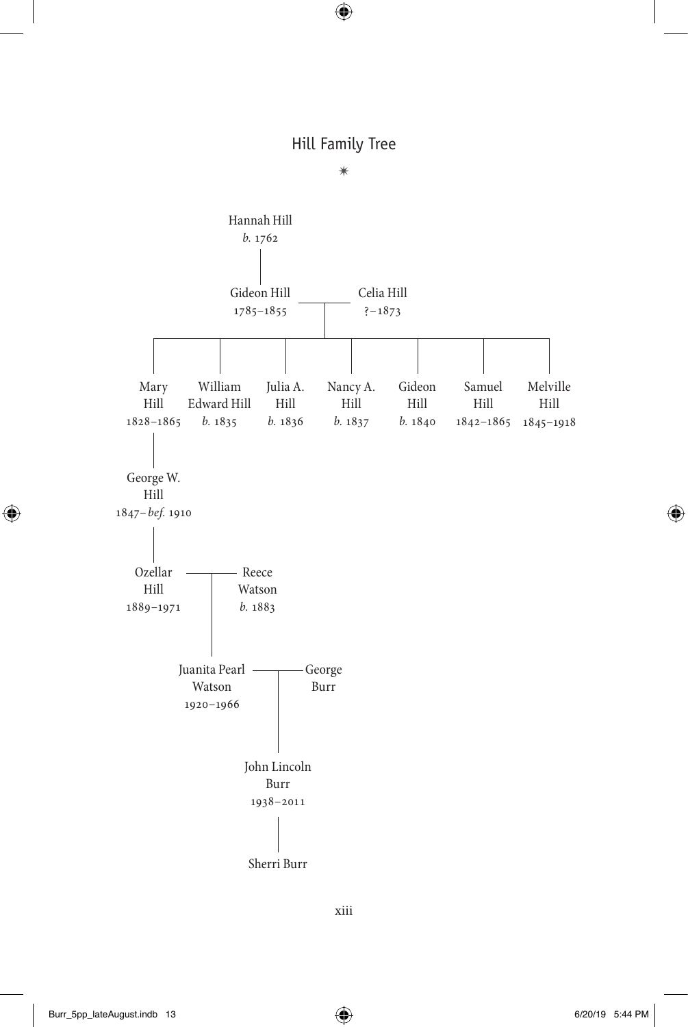## Hill Family Tree

✷

Hannah Hill
*b.* 1762

Gideon Hill
1785–1855

Celia Hill
?–1873

Mary Hill
1828–1865

William Edward Hill
*b.* 1835

Julia A. Hill
*b.* 1836

Nancy A. Hill
*b.* 1837

Gideon Hill
*b.* 1840

Samuel Hill
1842–1865

Melville Hill
1845–1918

George W. Hill
1847–*bef.* 1910

Ozellar Hill
1889–1971

Reece Watson
*b.* 1883

Juanita Pearl Watson
1920–1966

George Burr

John Lincoln Burr
1938–2011

Sherri Burr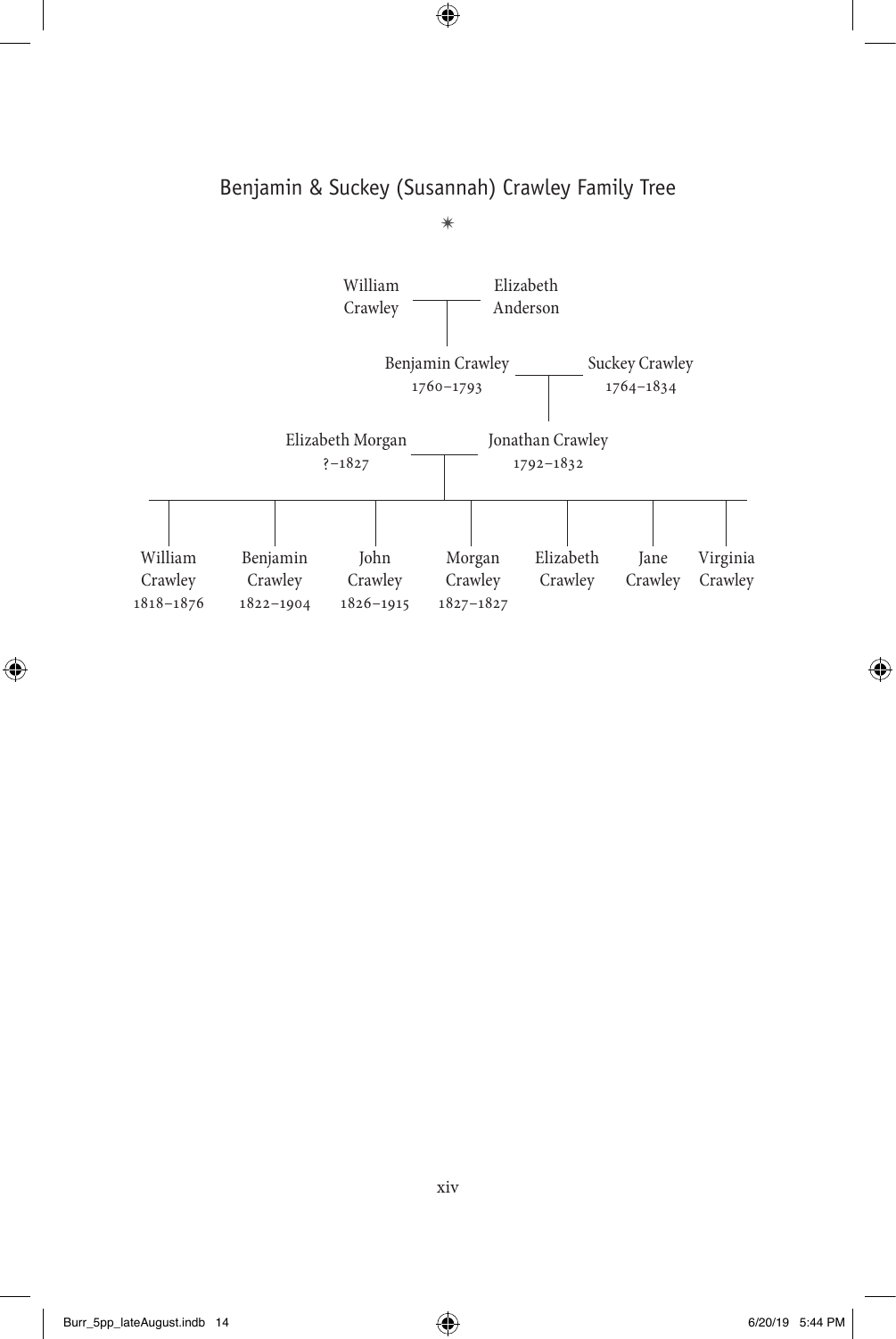## Benjamin & Suckey (Susannah) Crawley Family Tree

✷

William Crawley — Elizabeth Anderson

Benjamin Crawley 1760–1793 — Suckey Crawley 1764–1834

Elizabeth Morgan ?–1827 — Jonathan Crawley 1792–1832

- William Crawley 1818–1876
- Benjamin Crawley 1822–1904
- John Crawley 1826–1915
- Morgan Crawley 1827–1827
- Elizabeth Crawley
- Jane Crawley
- Virginia Crawley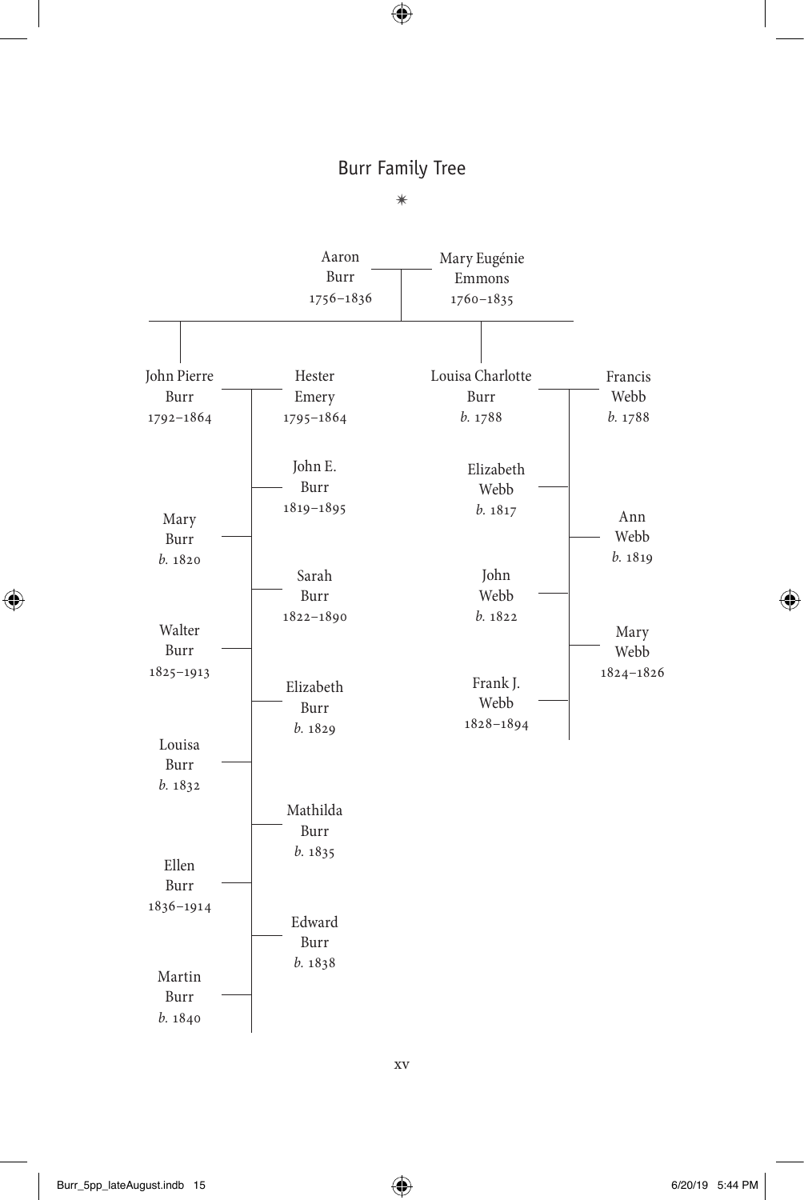## Burr Family Tree

✴

Aaron Burr 1756–1836 — Mary Eugénie Emmons 1760–1835

Children:

- **John Pierre Burr** 1792–1864 — **Hester Emery** 1795–1864
  - John E. Burr 1819–1895
  - Mary Burr *b.* 1820
  - Sarah Burr 1822–1890
  - Walter Burr 1825–1913
  - Elizabeth Burr *b.* 1829
  - Louisa Burr *b.* 1832
  - Mathilda Burr *b.* 1835
  - Ellen Burr 1836–1914
  - Edward Burr *b.* 1838
  - Martin Burr *b.* 1840

- **Louisa Charlotte Burr** *b.* 1788 — **Francis Webb** *b.* 1788
  - Elizabeth Webb *b.* 1817
  - Ann Webb *b.* 1819
  - John Webb *b.* 1822
  - Mary Webb 1824–1826
  - Frank J. Webb 1828–1894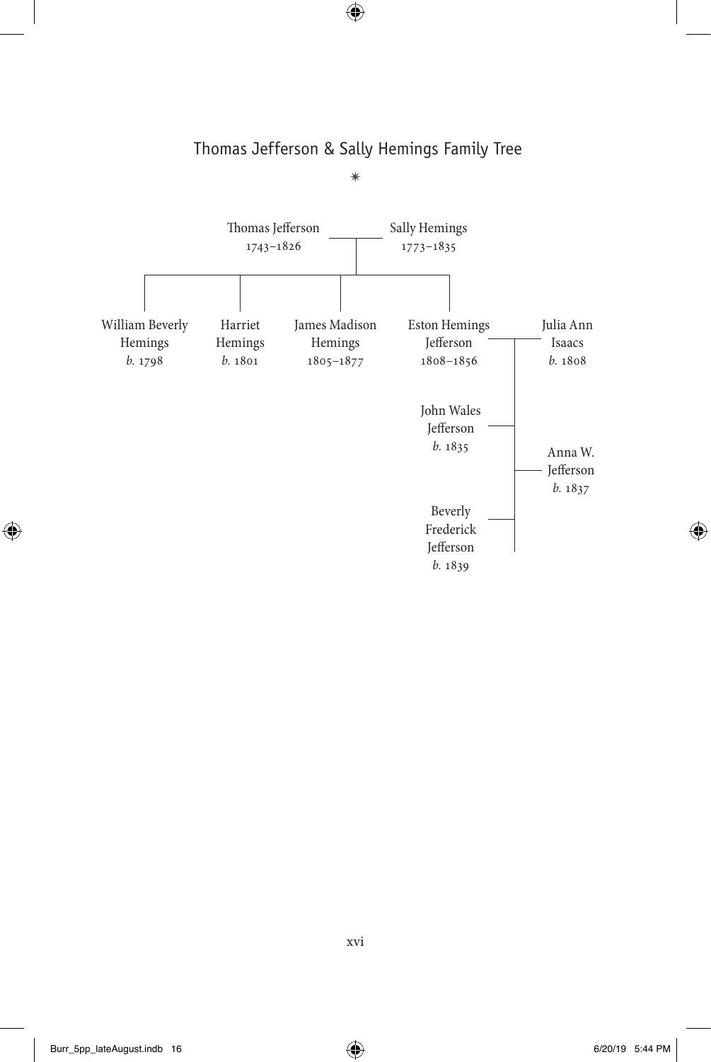## Thomas Jefferson & Sally Hemings Family Tree

✴

Thomas Jefferson
1743–1826

Sally Hemings
1773–1835

William Beverly Hemings
*b.* 1798

Harriet Hemings
*b.* 1801

James Madison Hemings
1805–1877

Eston Hemings Jefferson
1808–1856

Julia Ann Isaacs
*b.* 1808

John Wales Jefferson
*b.* 1835

Anna W. Jefferson
*b.* 1837

Beverly Frederick Jefferson
*b.* 1839